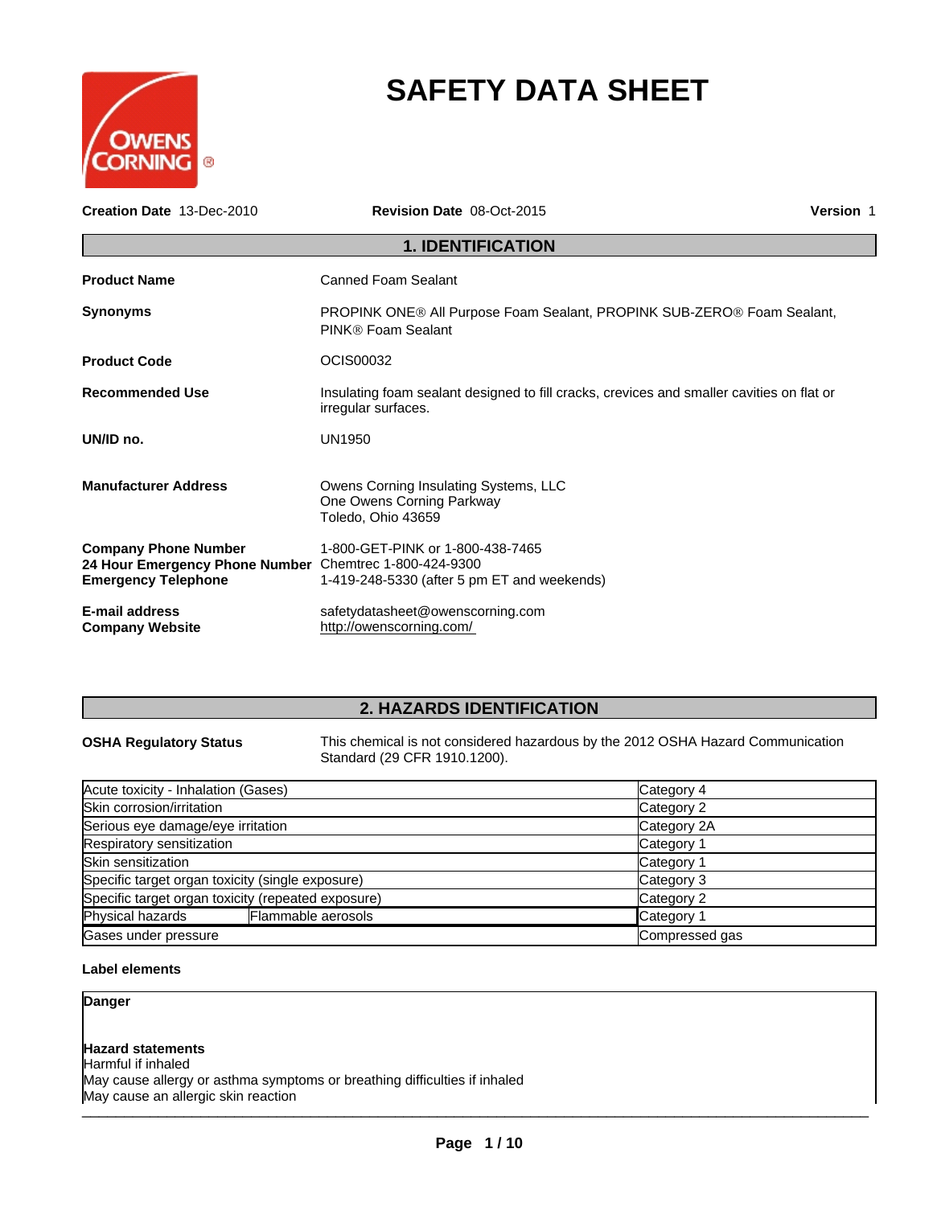# SAFETY DATA SHEET

**Creation Date** 13-Dec-2010 **Revision Date** 08-Oct-2015 **Version** 1

## 1. IDENTIFICATION

**Product Name** Canned Foam Sealant

**Synonyms** PROPINK ONE® All Purpose Foam Sealant, PROPINK SUB-ZERO® Foam Sealant, PINK® Foam Sealant

**Product Code** OCIS00032

**Recommended Use** Insulating foam sealant designed to fill cracks, crevices and smaller cavities on flat or irregular surfaces.

**UN/ID no.** UN1950

**Manufacturer Address**
Owens Corning Insulating Systems, LLC
One Owens Corning Parkway
Toledo, Ohio 43659

**Company Phone Number** 1-800-GET-PINK or 1-800-438-7465
**24 Hour Emergency Phone Number** Chemtrec 1-800-424-9300
**Emergency Telephone** 1-419-248-5330 (after 5 pm ET and weekends)

**E-mail address** safetydatasheet@owenscorning.com
**Company Website** http://owenscorning.com/

## 2. HAZARDS IDENTIFICATION

**OSHA Regulatory Status** This chemical is not considered hazardous by the 2012 OSHA Hazard Communication Standard (29 CFR 1910.1200).

| Hazard | | Category |
|---|---|---|
| Acute toxicity - Inhalation (Gases) | | Category 4 |
| Skin corrosion/irritation | | Category 2 |
| Serious eye damage/eye irritation | | Category 2A |
| Respiratory sensitization | | Category 1 |
| Skin sensitization | | Category 1 |
| Specific target organ toxicity (single exposure) | | Category 3 |
| Specific target organ toxicity (repeated exposure) | | Category 2 |
| Physical hazards | Flammable aerosols | Category 1 |
| Gases under pressure | | Compressed gas |

**Label elements**

**Danger**

**Hazard statements**
Harmful if inhaled
May cause allergy or asthma symptoms or breathing difficulties if inhaled
May cause an allergic skin reaction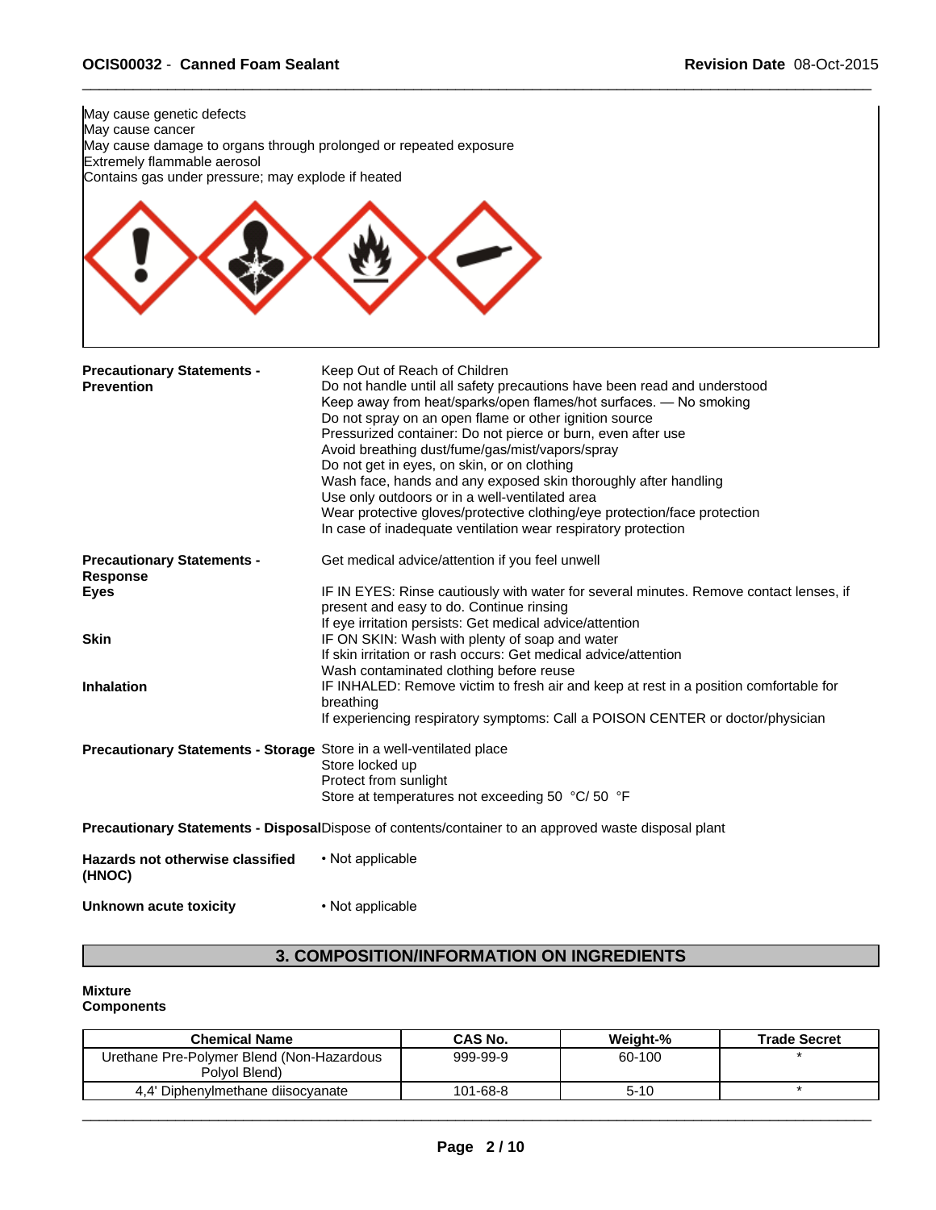May cause genetic defects
May cause cancer
May cause damage to organs through prolonged or repeated exposure
Extremely flammable aerosol
Contains gas under pressure; may explode if heated

**Precautionary Statements - Prevention**

Keep Out of Reach of Children
Do not handle until all safety precautions have been read and understood
Keep away from heat/sparks/open flames/hot surfaces. — No smoking
Do not spray on an open flame or other ignition source
Pressurized container: Do not pierce or burn, even after use
Avoid breathing dust/fume/gas/mist/vapors/spray
Do not get in eyes, on skin, or on clothing
Wash face, hands and any exposed skin thoroughly after handling
Use only outdoors or in a well-ventilated area
Wear protective gloves/protective clothing/eye protection/face protection
In case of inadequate ventilation wear respiratory protection

**Precautionary Statements - Response**

Get medical advice/attention if you feel unwell

**Eyes**

IF IN EYES: Rinse cautiously with water for several minutes. Remove contact lenses, if present and easy to do. Continue rinsing
If eye irritation persists: Get medical advice/attention

**Skin**

IF ON SKIN: Wash with plenty of soap and water
If skin irritation or rash occurs: Get medical advice/attention
Wash contaminated clothing before reuse

**Inhalation**

IF INHALED: Remove victim to fresh air and keep at rest in a position comfortable for breathing
If experiencing respiratory symptoms: Call a POISON CENTER or doctor/physician

**Precautionary Statements - Storage**

Store in a well-ventilated place
Store locked up
Protect from sunlight
Store at temperatures not exceeding 50 °C/ 50 °F

**Precautionary Statements - Disposal**

Dispose of contents/container to an approved waste disposal plant

**Hazards not otherwise classified (HNOC)**

- Not applicable

**Unknown acute toxicity**

- Not applicable

## 3. COMPOSITION/INFORMATION ON INGREDIENTS

**Mixture**
**Components**

| Chemical Name | CAS No. | Weight-% | Trade Secret |
|---|---|---|---|
| Urethane Pre-Polymer Blend (Non-Hazardous Polyol Blend) | 999-99-9 | 60-100 | * |
| 4,4' Diphenylmethane diisocyanate | 101-68-8 | 5-10 | * |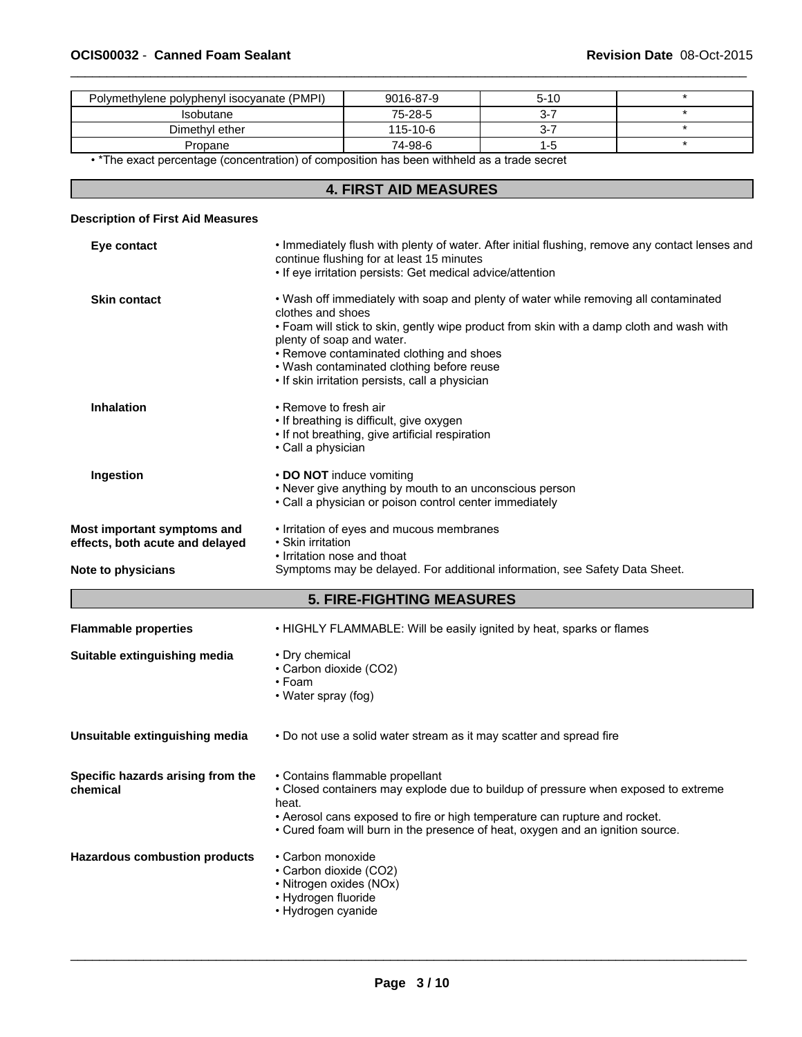| Polymethylene polyphenyl isocyanate (PMPI) | 9016-87-9 | 5-10 | * |
|---|---|---|---|
| Isobutane | 75-28-5 | 3-7 | * |
| Dimethyl ether | 115-10-6 | 3-7 | * |
| Propane | 74-98-6 | 1-5 | * |

• *The exact percentage (concentration) of composition has been withheld as a trade secret

## 4. FIRST AID MEASURES

**Description of First Aid Measures**

**Eye contact**
- Immediately flush with plenty of water. After initial flushing, remove any contact lenses and continue flushing for at least 15 minutes
- If eye irritation persists: Get medical advice/attention

**Skin contact**
- Wash off immediately with soap and plenty of water while removing all contaminated clothes and shoes
- Foam will stick to skin, gently wipe product from skin with a damp cloth and wash with plenty of soap and water.
- Remove contaminated clothing and shoes
- Wash contaminated clothing before reuse
- If skin irritation persists, call a physician

**Inhalation**
- Remove to fresh air
- If breathing is difficult, give oxygen
- If not breathing, give artificial respiration
- Call a physician

**Ingestion**
- **DO NOT** induce vomiting
- Never give anything by mouth to an unconscious person
- Call a physician or poison control center immediately

**Most important symptoms and effects, both acute and delayed**
- Irritation of eyes and mucous membranes
- Skin irritation
- Irritation nose and thoat

**Note to physicians**
Symptoms may be delayed. For additional information, see Safety Data Sheet.

## 5. FIRE-FIGHTING MEASURES

**Flammable properties**
- HIGHLY FLAMMABLE: Will be easily ignited by heat, sparks or flames

**Suitable extinguishing media**
- Dry chemical
- Carbon dioxide ($CO_2$)
- Foam
- Water spray (fog)

**Unsuitable extinguishing media**
- Do not use a solid water stream as it may scatter and spread fire

**Specific hazards arising from the chemical**
- Contains flammable propellant
- Closed containers may explode due to buildup of pressure when exposed to extreme heat.
- Aerosol cans exposed to fire or high temperature can rupture and rocket.
- Cured foam will burn in the presence of heat, oxygen and an ignition source.

**Hazardous combustion products**
- Carbon monoxide
- Carbon dioxide ($CO_2$)
- Nitrogen oxides ($NO_x$)
- Hydrogen fluoride
- Hydrogen cyanide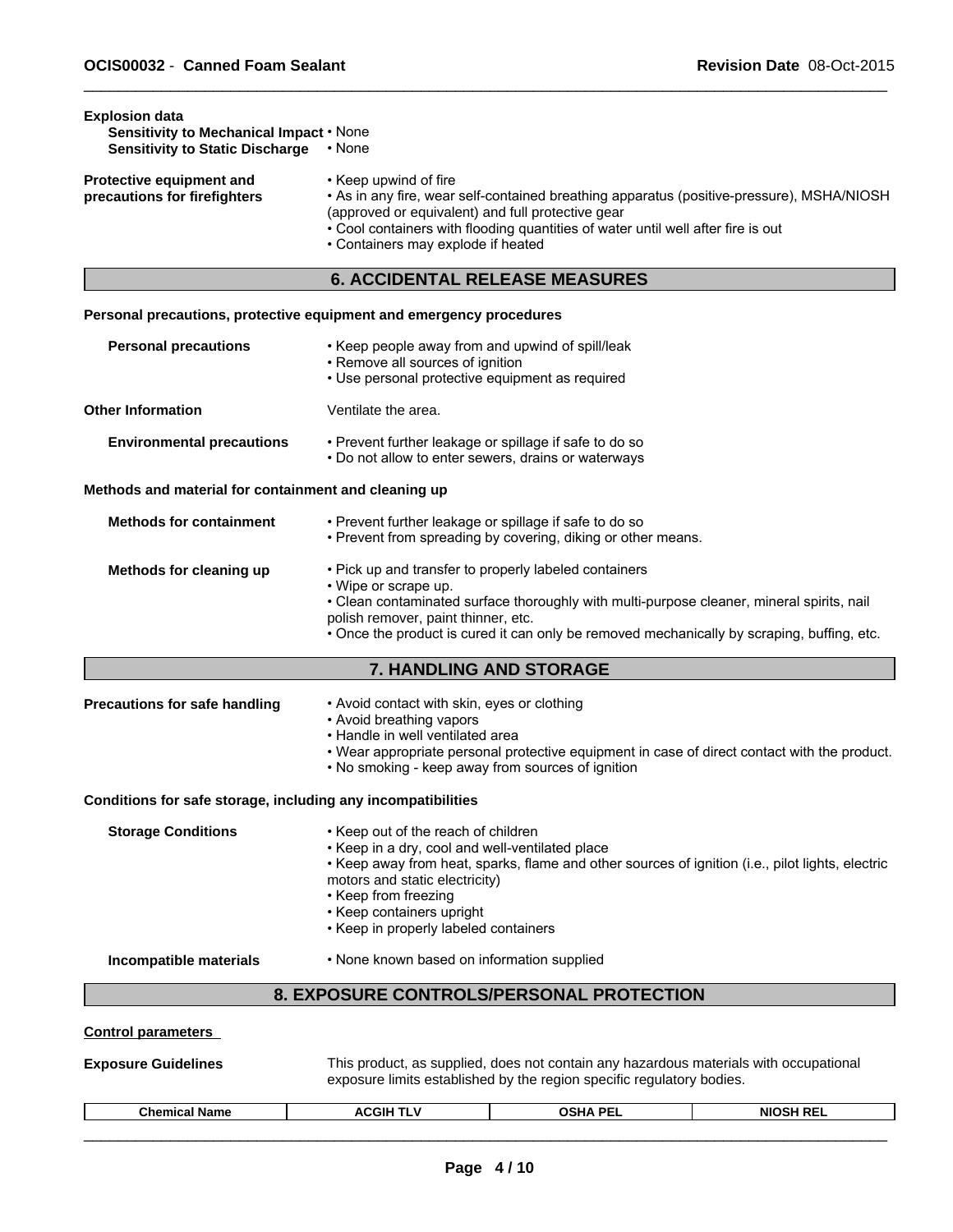**Explosion data**

**Sensitivity to Mechanical Impact** • None
**Sensitivity to Static Discharge** • None

**Protective equipment and precautions for firefighters**

- Keep upwind of fire
- As in any fire, wear self-contained breathing apparatus (positive-pressure), MSHA/NIOSH (approved or equivalent) and full protective gear
- Cool containers with flooding quantities of water until well after fire is out
- Containers may explode if heated

## 6. ACCIDENTAL RELEASE MEASURES

**Personal precautions, protective equipment and emergency procedures**

**Personal precautions**

- Keep people away from and upwind of spill/leak
- Remove all sources of ignition
- Use personal protective equipment as required

**Other Information** Ventilate the area.

**Environmental precautions**

- Prevent further leakage or spillage if safe to do so
- Do not allow to enter sewers, drains or waterways

**Methods and material for containment and cleaning up**

**Methods for containment**

- Prevent further leakage or spillage if safe to do so
- Prevent from spreading by covering, diking or other means.

**Methods for cleaning up**

- Pick up and transfer to properly labeled containers
- Wipe or scrape up.
- Clean contaminated surface thoroughly with multi-purpose cleaner, mineral spirits, nail polish remover, paint thinner, etc.
- Once the product is cured it can only be removed mechanically by scraping, buffing, etc.

## 7. HANDLING AND STORAGE

**Precautions for safe handling**

- Avoid contact with skin, eyes or clothing
- Avoid breathing vapors
- Handle in well ventilated area
- Wear appropriate personal protective equipment in case of direct contact with the product.
- No smoking - keep away from sources of ignition

**Conditions for safe storage, including any incompatibilities**

**Storage Conditions**

- Keep out of the reach of children
- Keep in a dry, cool and well-ventilated place
- Keep away from heat, sparks, flame and other sources of ignition (i.e., pilot lights, electric motors and static electricity)
- Keep from freezing
- Keep containers upright
- Keep in properly labeled containers

**Incompatible materials** • None known based on information supplied

## 8. EXPOSURE CONTROLS/PERSONAL PROTECTION

**Control parameters**

**Exposure Guidelines** This product, as supplied, does not contain any hazardous materials with occupational exposure limits established by the region specific regulatory bodies.

| Chemical Name | ACGIH TLV | OSHA PEL | NIOSH REL |
|---|---|---|---|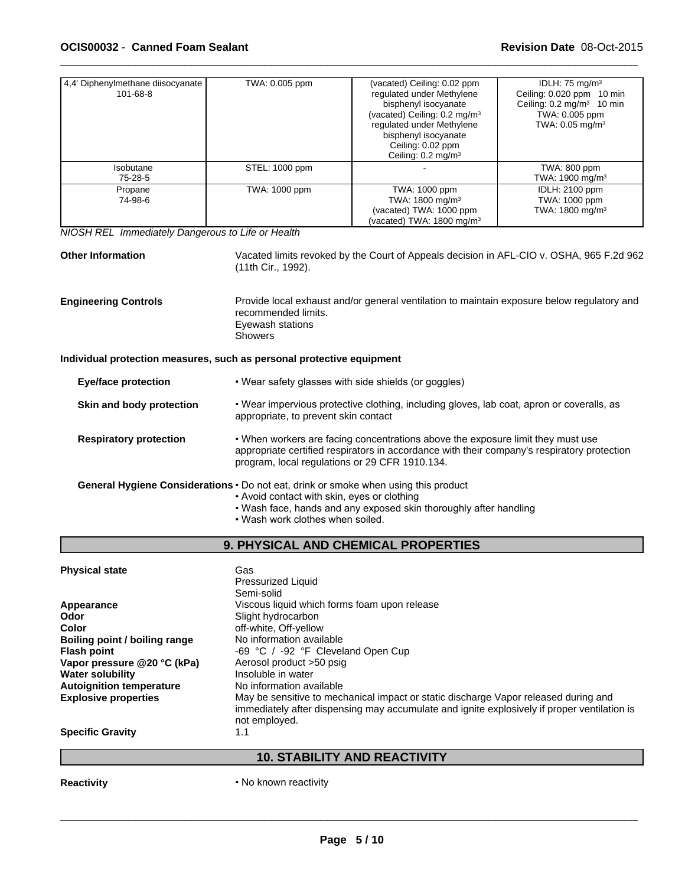| | | | |
|---|---|---|---|
| 4,4' Diphenylmethane diisocyanate<br>101-68-8 | TWA: 0.005 ppm | (vacated) Ceiling: 0.02 ppm regulated under Methylene bisphenyl isocyanate<br>(vacated) Ceiling: 0.2 mg/m³ regulated under Methylene bisphenyl isocyanate<br>Ceiling: 0.02 ppm<br>Ceiling: 0.2 mg/m³ | IDLH: 75 mg/m³<br>Ceiling: 0.020 ppm 10 min<br>Ceiling: 0.2 mg/m³ 10 min<br>TWA: 0.005 ppm<br>TWA: 0.05 mg/m³ |
| Isobutane<br>75-28-5 | STEL: 1000 ppm | - | TWA: 800 ppm<br>TWA: 1900 mg/m³ |
| Propane<br>74-98-6 | TWA: 1000 ppm | TWA: 1000 ppm<br>TWA: 1800 mg/m³<br>(vacated) TWA: 1000 ppm<br>(vacated) TWA: 1800 mg/m³ | IDLH: 2100 ppm<br>TWA: 1000 ppm<br>TWA: 1800 mg/m³ |

*NIOSH REL Immediately Dangerous to Life or Health*

**Other Information** Vacated limits revoked by the Court of Appeals decision in AFL-CIO v. OSHA, 965 F.2d 962 (11th Cir., 1992).

**Engineering Controls** Provide local exhaust and/or general ventilation to maintain exposure below regulatory and recommended limits.
Eyewash stations
Showers

**Individual protection measures, such as personal protective equipment**

**Eye/face protection** • Wear safety glasses with side shields (or goggles)

**Skin and body protection** • Wear impervious protective clothing, including gloves, lab coat, apron or coveralls, as appropriate, to prevent skin contact

**Respiratory protection** • When workers are facing concentrations above the exposure limit they must use appropriate certified respirators in accordance with their company's respiratory protection program, local regulations or 29 CFR 1910.134.

**General Hygiene Considerations**
- Do not eat, drink or smoke when using this product
- Avoid contact with skin, eyes or clothing
- Wash face, hands and any exposed skin thoroughly after handling
- Wash work clothes when soiled.

## 9. PHYSICAL AND CHEMICAL PROPERTIES

**Physical state** Gas
Pressurized Liquid
Semi-solid

**Appearance** Viscous liquid which forms foam upon release
**Odor** Slight hydrocarbon
**Color** off-white, Off-yellow
**Boiling point / boiling range** No information available
**Flash point** -69 °C / -92 °F Cleveland Open Cup
**Vapor pressure @20 °C (kPa)** Aerosol product >50 psig
**Water solubility** Insoluble in water
**Autoignition temperature** No information available
**Explosive properties** May be sensitive to mechanical impact or static discharge Vapor released during and immediately after dispensing may accumulate and ignite explosively if proper ventilation is not employed.
**Specific Gravity** 1.1

## 10. STABILITY AND REACTIVITY

**Reactivity** • No known reactivity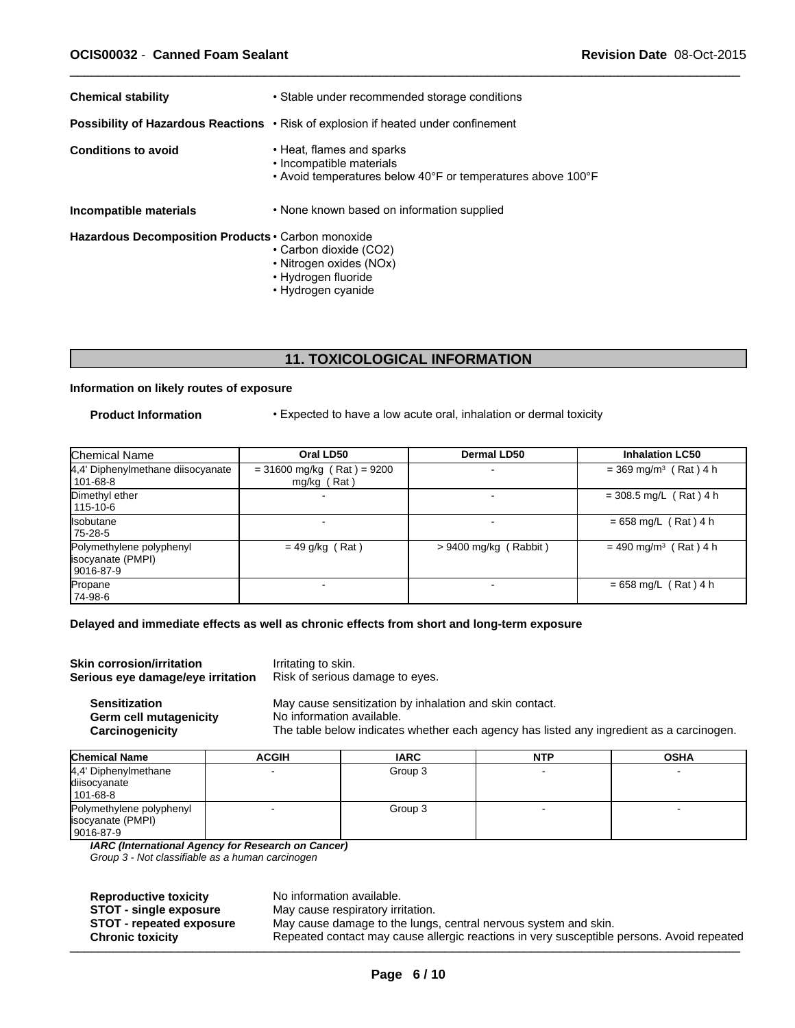| | |
|---|---|
| **Chemical stability** | • Stable under recommended storage conditions |
| **Possibility of Hazardous Reactions** | • Risk of explosion if heated under confinement |
| **Conditions to avoid** | • Heat, flames and sparks<br>• Incompatible materials<br>• Avoid temperatures below 40°F or temperatures above 100°F |
| **Incompatible materials** | • None known based on information supplied |
| **Hazardous Decomposition Products** | • Carbon monoxide<br>• Carbon dioxide (CO2)<br>• Nitrogen oxides (NOx)<br>• Hydrogen fluoride<br>• Hydrogen cyanide |

## 11. TOXICOLOGICAL INFORMATION

**Information on likely routes of exposure**

**Product Information** • Expected to have a low acute oral, inhalation or dermal toxicity

| Chemical Name | Oral LD50 | Dermal LD50 | Inhalation LC50 |
|---|---|---|---|
| 4,4' Diphenylmethane diisocyanate<br>101-68-8 | = 31600 mg/kg ( Rat ) = 9200 mg/kg ( Rat ) | - | = 369 mg/m³ ( Rat ) 4 h |
| Dimethyl ether<br>115-10-6 | - | - | = 308.5 mg/L ( Rat ) 4 h |
| Isobutane<br>75-28-5 | - | - | = 658 mg/L ( Rat ) 4 h |
| Polymethylene polyphenyl isocyanate (PMPI)<br>9016-87-9 | = 49 g/kg ( Rat ) | > 9400 mg/kg ( Rabbit ) | = 490 mg/m³ ( Rat ) 4 h |
| Propane<br>74-98-6 | - | - | = 658 mg/L ( Rat ) 4 h |

**Delayed and immediate effects as well as chronic effects from short and long-term exposure**

**Skin corrosion/irritation** Irritating to skin.
**Serious eye damage/eye irritation** Risk of serious damage to eyes.

**Sensitization** May cause sensitization by inhalation and skin contact.
**Germ cell mutagenicity** No information available.
**Carcinogenicity** The table below indicates whether each agency has listed any ingredient as a carcinogen.

| Chemical Name | ACGIH | IARC | NTP | OSHA |
|---|---|---|---|---|
| 4,4' Diphenylmethane diisocyanate<br>101-68-8 | - | Group 3 | - | - |
| Polymethylene polyphenyl isocyanate (PMPI)<br>9016-87-9 | - | Group 3 | - | - |

***IARC (International Agency for Research on Cancer)***
*Group 3 - Not classifiable as a human carcinogen*

**Reproductive toxicity** No information available.
**STOT - single exposure** May cause respiratory irritation.
**STOT - repeated exposure** May cause damage to the lungs, central nervous system and skin.
**Chronic toxicity** Repeated contact may cause allergic reactions in very susceptible persons. Avoid repeated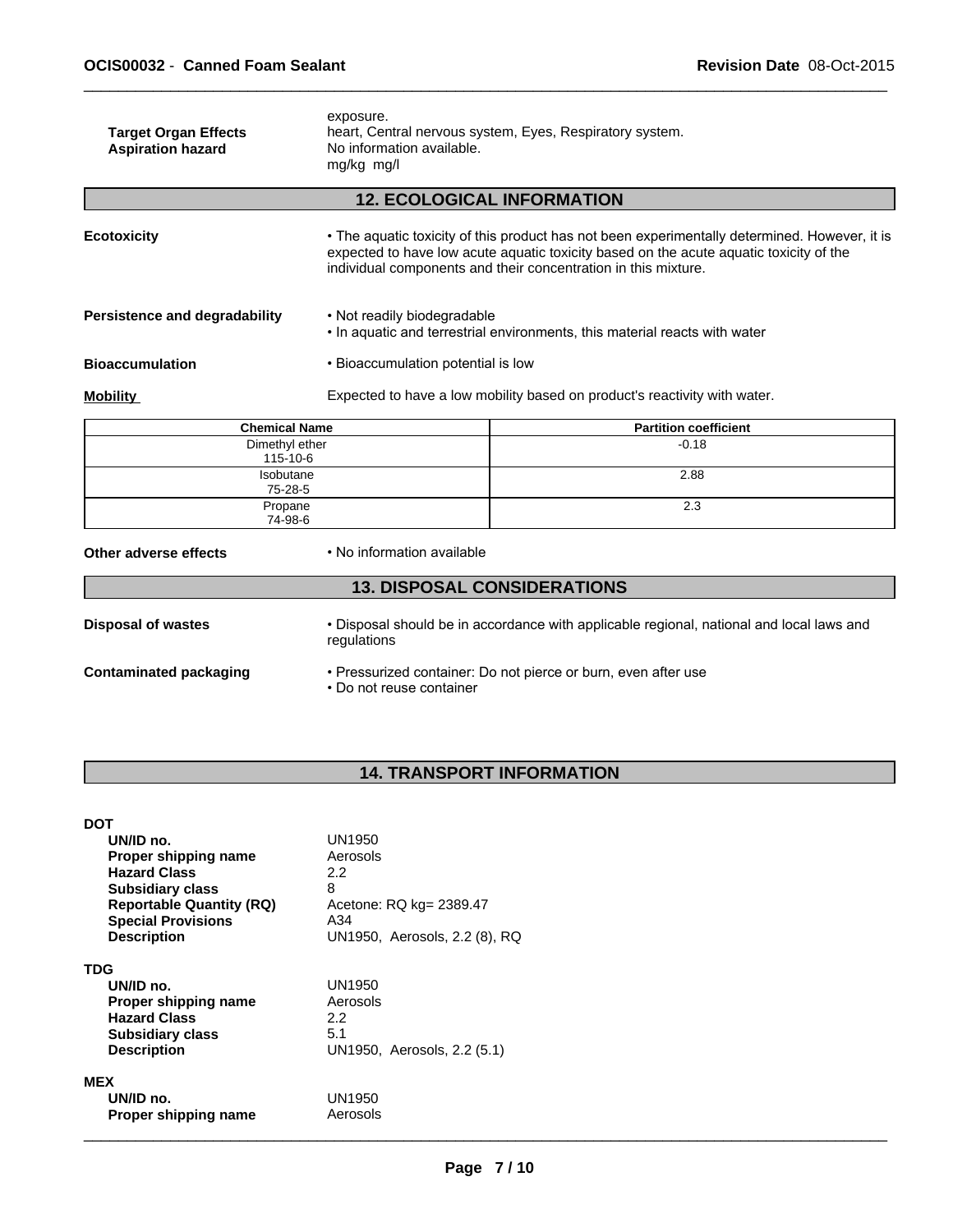| | |
|---|---|
| | exposure. |
| **Target Organ Effects** | heart, Central nervous system, Eyes, Respiratory system. |
| **Aspiration hazard** | No information available. |
| | mg/kg mg/l |

## 12. ECOLOGICAL INFORMATION

**Ecotoxicity**
• The aquatic toxicity of this product has not been experimentally determined. However, it is expected to have low acute aquatic toxicity based on the acute aquatic toxicity of the individual components and their concentration in this mixture.

**Persistence and degradability**
• Not readily biodegradable
• In aquatic and terrestrial environments, this material reacts with water

**Bioaccumulation**
• Bioaccumulation potential is low

**Mobility**
Expected to have a low mobility based on product's reactivity with water.

| Chemical Name | Partition coefficient |
|---|---|
| Dimethyl ether 115-10-6 | -0.18 |
| Isobutane 75-28-5 | 2.88 |
| Propane 74-98-6 | 2.3 |

**Other adverse effects**
• No information available

## 13. DISPOSAL CONSIDERATIONS

**Disposal of wastes**
• Disposal should be in accordance with applicable regional, national and local laws and regulations

**Contaminated packaging**
• Pressurized container: Do not pierce or burn, even after use
• Do not reuse container

## 14. TRANSPORT INFORMATION

**DOT**

| | |
|---|---|
| **UN/ID no.** | UN1950 |
| **Proper shipping name** | Aerosols |
| **Hazard Class** | 2.2 |
| **Subsidiary class** | 8 |
| **Reportable Quantity (RQ)** | Acetone: RQ kg= 2389.47 |
| **Special Provisions** | A34 |
| **Description** | UN1950, Aerosols, 2.2 (8), RQ |

**TDG**

| | |
|---|---|
| **UN/ID no.** | UN1950 |
| **Proper shipping name** | Aerosols |
| **Hazard Class** | 2.2 |
| **Subsidiary class** | 5.1 |
| **Description** | UN1950, Aerosols, 2.2 (5.1) |

**MEX**

| | |
|---|---|
| **UN/ID no.** | UN1950 |
| **Proper shipping name** | Aerosols |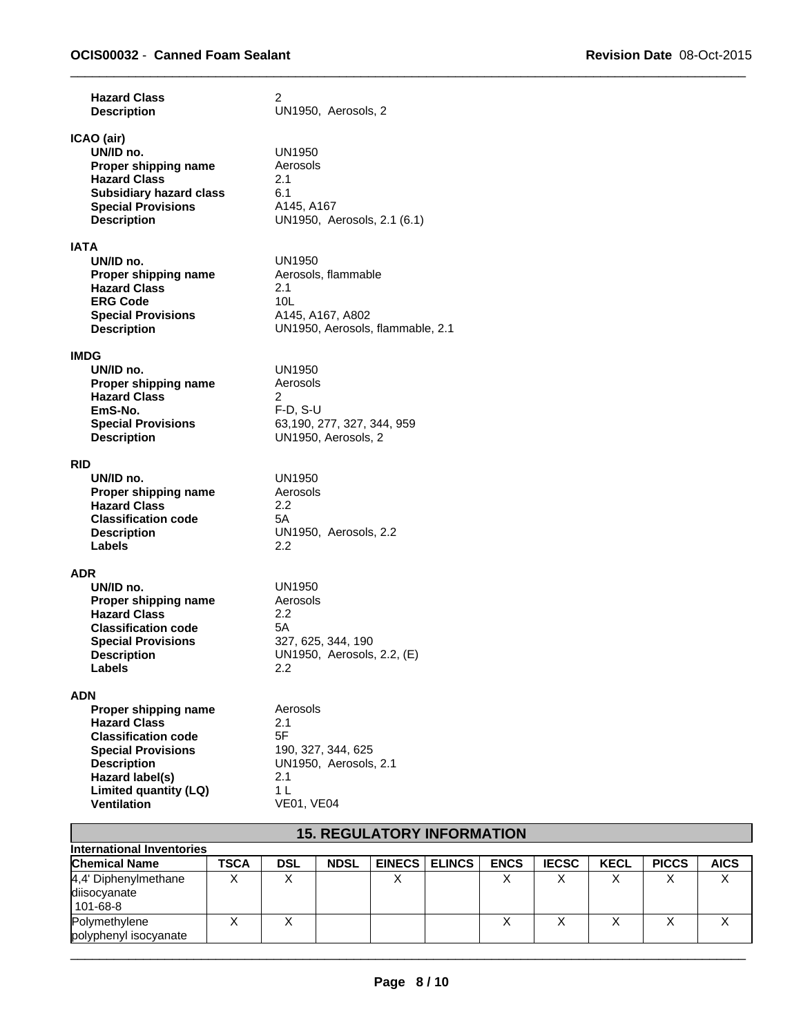**Hazard Class** 2
**Description** UN1950, Aerosols, 2

**ICAO (air)**
- **UN/ID no.** UN1950
- **Proper shipping name** Aerosols
- **Hazard Class** 2.1
- **Subsidiary hazard class** 6.1
- **Special Provisions** A145, A167
- **Description** UN1950, Aerosols, 2.1 (6.1)

**IATA**
- **UN/ID no.** UN1950
- **Proper shipping name** Aerosols, flammable
- **Hazard Class** 2.1
- **ERG Code** 10L
- **Special Provisions** A145, A167, A802
- **Description** UN1950, Aerosols, flammable, 2.1

**IMDG**
- **UN/ID no.** UN1950
- **Proper shipping name** Aerosols
- **Hazard Class** 2
- **EmS-No.** F-D, S-U
- **Special Provisions** 63,190, 277, 327, 344, 959
- **Description** UN1950, Aerosols, 2

**RID**
- **UN/ID no.** UN1950
- **Proper shipping name** Aerosols
- **Hazard Class** 2.2
- **Classification code** 5A
- **Description** UN1950, Aerosols, 2.2
- **Labels** 2.2

**ADR**
- **UN/ID no.** UN1950
- **Proper shipping name** Aerosols
- **Hazard Class** 2.2
- **Classification code** 5A
- **Special Provisions** 327, 625, 344, 190
- **Description** UN1950, Aerosols, 2.2, (E)
- **Labels** 2.2

**ADN**
- **Proper shipping name** Aerosols
- **Hazard Class** 2.1
- **Classification code** 5F
- **Special Provisions** 190, 327, 344, 625
- **Description** UN1950, Aerosols, 2.1
- **Hazard label(s)** 2.1
- **Limited quantity (LQ)** 1 L
- **Ventilation** VE01, VE04

## 15. REGULATORY INFORMATION

**International Inventories**

| Chemical Name | TSCA | DSL | NDSL | EINECS | ELINCS | ENCS | IECSC | KECL | PICCS | AICS |
|---|---|---|---|---|---|---|---|---|---|---|
| 4,4' Diphenylmethane diisocyanate 101-68-8 | X | X | | X | | X | X | X | X | X |
| Polymethylene polyphenyl isocyanate | X | X | | | | X | X | X | X | X |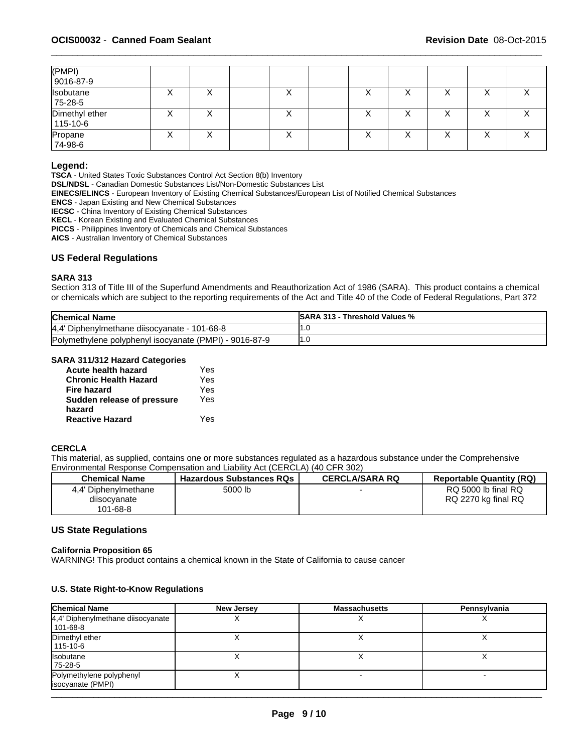| (PMPI) 9016-87-9 | | | | | | | | | | |
|---|---|---|---|---|---|---|---|---|---|---|
| Isobutane 75-28-5 | X | X | | X | | X | X | X | X | X |
| Dimethyl ether 115-10-6 | X | X | | X | | X | X | X | X | X |
| Propane 74-98-6 | X | X | | X | | X | X | X | X | X |

**Legend:**

**TSCA** - United States Toxic Substances Control Act Section 8(b) Inventory
**DSL/NDSL** - Canadian Domestic Substances List/Non-Domestic Substances List
**EINECS/ELINCS** - European Inventory of Existing Chemical Substances/European List of Notified Chemical Substances
**ENCS** - Japan Existing and New Chemical Substances
**IECSC** - China Inventory of Existing Chemical Substances
**KECL** - Korean Existing and Evaluated Chemical Substances
**PICCS** - Philippines Inventory of Chemicals and Chemical Substances
**AICS** - Australian Inventory of Chemical Substances

## US Federal Regulations

### SARA 313

Section 313 of Title III of the Superfund Amendments and Reauthorization Act of 1986 (SARA). This product contains a chemical or chemicals which are subject to the reporting requirements of the Act and Title 40 of the Code of Federal Regulations, Part 372

| Chemical Name | SARA 313 - Threshold Values % |
|---|---|
| 4,4' Diphenylmethane diisocyanate - 101-68-8 | 1.0 |
| Polymethylene polyphenyl isocyanate (PMPI) - 9016-87-9 | 1.0 |

### SARA 311/312 Hazard Categories

| | |
|---|---|
| **Acute health hazard** | Yes |
| **Chronic Health Hazard** | Yes |
| **Fire hazard** | Yes |
| **Sudden release of pressure hazard** | Yes |
| **Reactive Hazard** | Yes |

### CERCLA

This material, as supplied, contains one or more substances regulated as a hazardous substance under the Comprehensive Environmental Response Compensation and Liability Act (CERCLA) (40 CFR 302)

| Chemical Name | Hazardous Substances RQs | CERCLA/SARA RQ | Reportable Quantity (RQ) |
|---|---|---|---|
| 4,4' Diphenylmethane diisocyanate 101-68-8 | 5000 lb | - | RQ 5000 lb final RQ RQ 2270 kg final RQ |

## US State Regulations

### California Proposition 65

WARNING! This product contains a chemical known in the State of California to cause cancer

### U.S. State Right-to-Know Regulations

| Chemical Name | New Jersey | Massachusetts | Pennsylvania |
|---|---|---|---|
| 4,4' Diphenylmethane diisocyanate 101-68-8 | X | X | X |
| Dimethyl ether 115-10-6 | X | X | X |
| Isobutane 75-28-5 | X | X | X |
| Polymethylene polyphenyl isocyanate (PMPI) | X | - | - |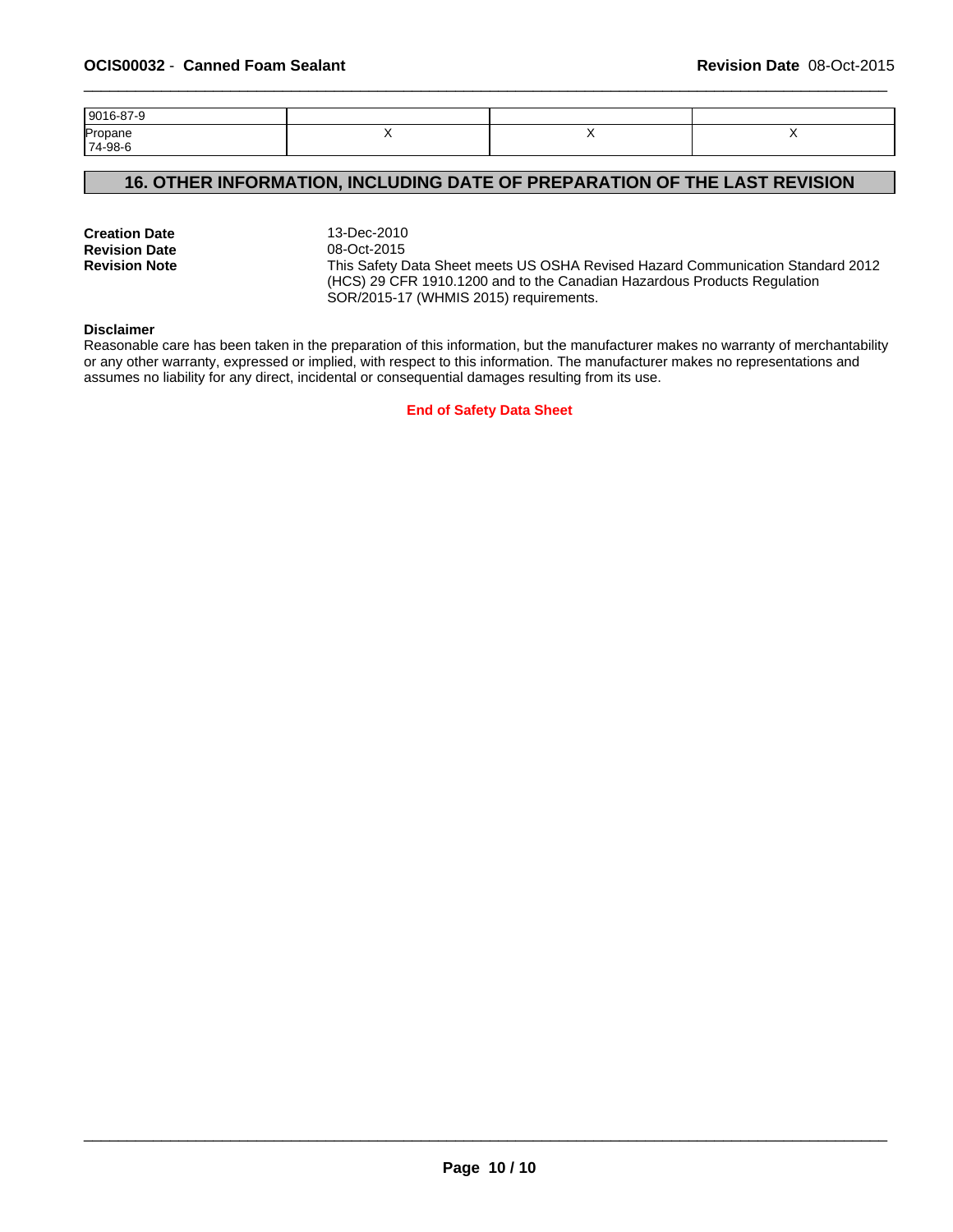| | | | |
|---|---|---|---|
| 9016-87-9 | | | |
| Propane<br>74-98-6 | X | X | X |

## 16. OTHER INFORMATION, INCLUDING DATE OF PREPARATION OF THE LAST REVISION

**Creation Date** 13-Dec-2010
**Revision Date** 08-Oct-2015
**Revision Note** This Safety Data Sheet meets US OSHA Revised Hazard Communication Standard 2012 (HCS) 29 CFR 1910.1200 and to the Canadian Hazardous Products Regulation SOR/2015-17 (WHMIS 2015) requirements.

**Disclaimer**
Reasonable care has been taken in the preparation of this information, but the manufacturer makes no warranty of merchantability or any other warranty, expressed or implied, with respect to this information. The manufacturer makes no representations and assumes no liability for any direct, incidental or consequential damages resulting from its use.

**End of Safety Data Sheet**